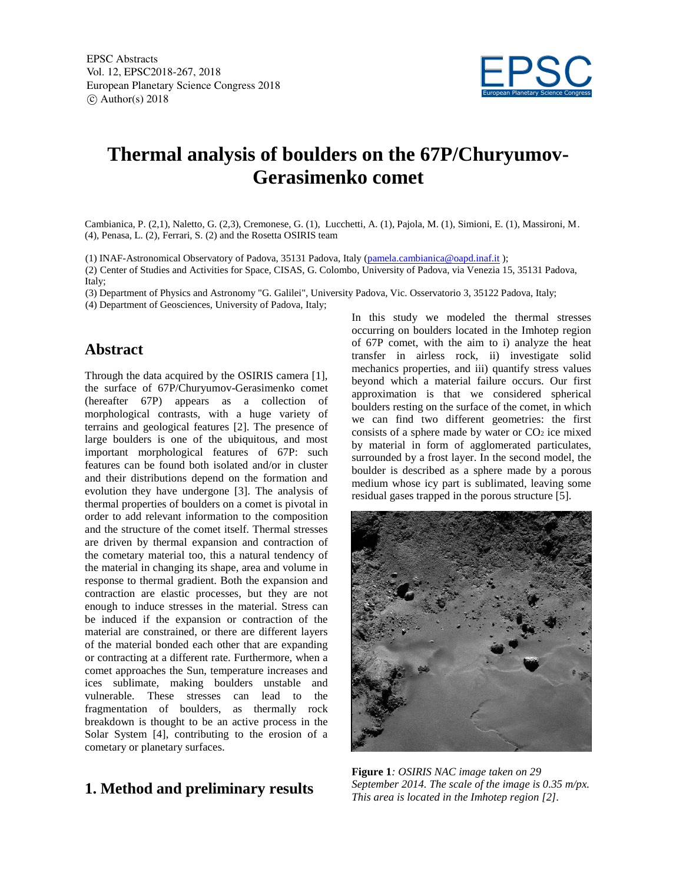# Thermal analysis of boulders on the 67P/Churyumov-Gerasimenko comet

Cambianica, P. (2,1), Naletto, G. (2,3), Cremonese, G. (1), Lucchetti, A. (1), Pajola, M. (1), Simioni, E. (1), Massironi, M. (4), Penasa, L. (2), Ferrari, S. (2) and the Rosetta OSIRIS team

(1) INAF-Astronomical Observatory of Padova, 35131 Padova, Italy (pamela.cambianica@oapd.inaf.it );

(2) Center of Studies and Activities for Space, CISAS, G. Colombo, University of Padova, via Venezia 15, 35131 Padova, Italy;

(3) Department of Physics and Astronomy "G. Galilei", University Padova, Vic. Osservatorio 3, 35122 Padova, Italy;

(4) Department of Geosciences, University of Padova, Italy;

## Abstract

Through the data acquired by the OSIRIS camera [1], the surface of 67P/Churyumov-Gerasimenko comet (hereafter 67P) appears as a collection of morphological contrasts, with a huge variety of terrains and geological features [2]. The presence of large boulders is one of the ubiquitous, and most important morphological features of 67P: such features can be found both isolated and/or in cluster and their distributions depend on the formation and evolution they have undergone [3]. The analysis of thermal properties of boulders on a comet is pivotal in order to add relevant information to the composition and the structure of the comet itself. Thermal stresses are driven by thermal expansion and contraction of the cometary material too, this a natural tendency of the material in changing its shape, area and volume in response to thermal gradient. Both the expansion and contraction are elastic processes, but they are not enough to induce stresses in the material. Stress can be induced if the expansion or contraction of the material are constrained, or there are different layers of the material bonded each other that are expanding or contracting at a different rate. Furthermore, when a comet approaches the Sun, temperature increases and ices sublimate, making boulders unstable and vulnerable. These stresses can lead to the fragmentation of boulders, as thermally rock breakdown is thought to be an active process in the Solar System [4], contributing to the erosion of a cometary or planetary surfaces.

## 1. Method and preliminary results

In this study we modeled the thermal stresses occurring on boulders located in the Imhotep region of 67P comet, with the aim to i) analyze the heat transfer in airless rock, ii) investigate solid mechanics properties, and iii) quantify stress values beyond which a material failure occurs. Our first approximation is that we considered spherical boulders resting on the surface of the comet, in which we can find two different geometries: the first consists of a sphere made by water or $CO_2$ ice mixed by material in form of agglomerated particulates, surrounded by a frost layer. In the second model, the boulder is described as a sphere made by a porous medium whose icy part is sublimated, leaving some residual gases trapped in the porous structure [5].

**Figure 1**: *OSIRIS NAC image taken on 29 September 2014. The scale of the image is 0.35 m/px. This area is located in the Imhotep region [2].*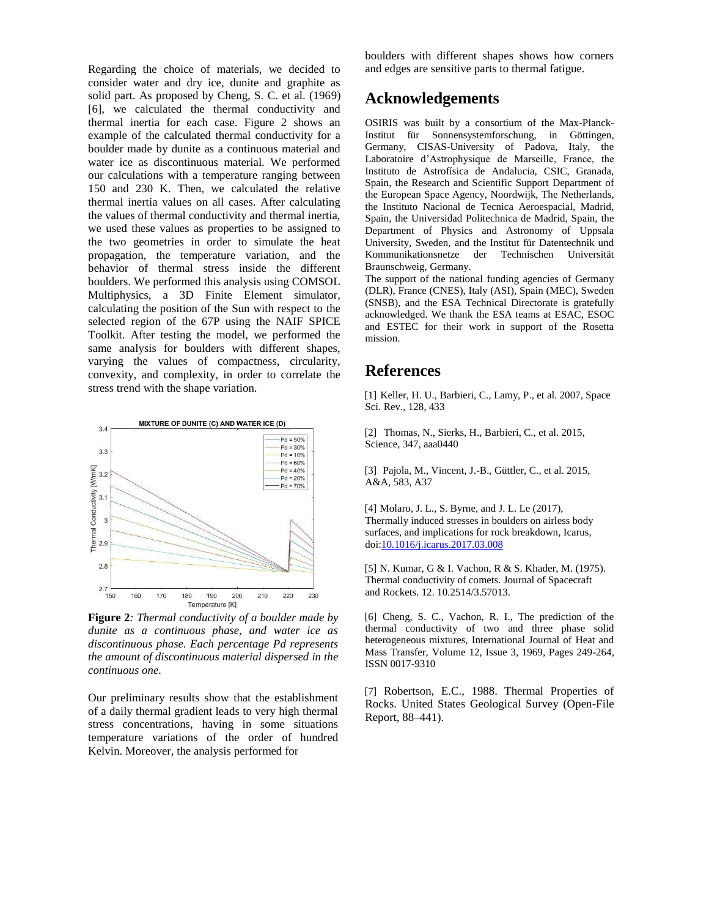Regarding the choice of materials, we decided to consider water and dry ice, dunite and graphite as solid part. As proposed by Cheng, S. C. et al. (1969) [6], we calculated the thermal conductivity and thermal inertia for each case. Figure 2 shows an example of the calculated thermal conductivity for a boulder made by dunite as a continuous material and water ice as discontinuous material. We performed our calculations with a temperature ranging between 150 and 230 K. Then, we calculated the relative thermal inertia values on all cases. After calculating the values of thermal conductivity and thermal inertia, we used these values as properties to be assigned to the two geometries in order to simulate the heat propagation, the temperature variation, and the behavior of thermal stress inside the different boulders. We performed this analysis using COMSOL Multiphysics, a 3D Finite Element simulator, calculating the position of the Sun with respect to the selected region of the 67P using the NAIF SPICE Toolkit. After testing the model, we performed the same analysis for boulders with different shapes, varying the values of compactness, circularity, convexity, and complexity, in order to correlate the stress trend with the shape variation.

MIXTURE OF DUNITE (C) AND WATER ICE (D)

Thermal Conductivity [W/mK]

Temperature [K]

Pd = 50%
Pd = 30%
Pd = 10%
Pd = 60%
Pd = 40%
Pd = 20%
Pd = 70%

**Figure 2**: *Thermal conductivity of a boulder made by dunite as a continuous phase, and water ice as discontinuous phase. Each percentage Pd represents the amount of discontinuous material dispersed in the continuous one.*

Our preliminary results show that the establishment of a daily thermal gradient leads to very high thermal stress concentrations, having in some situations temperature variations of the order of hundred Kelvin. Moreover, the analysis performed for boulders with different shapes shows how corners and edges are sensitive parts to thermal fatigue.

## Acknowledgements

OSIRIS was built by a consortium of the Max-Planck-Institut für Sonnensystemforschung, in Göttingen, Germany, CISAS-University of Padova, Italy, the Laboratoire d'Astrophysique de Marseille, France, the Instituto de Astrofísica de Andalucia, CSIC, Granada, Spain, the Research and Scientific Support Department of the European Space Agency, Noordwijk, The Netherlands, the Instituto Nacional de Tecnica Aeroespacial, Madrid, Spain, the Universidad Politechnica de Madrid, Spain, the Department of Physics and Astronomy of Uppsala University, Sweden, and the Institut für Datentechnik und Kommunikationsnetze der Technischen Universität Braunschweig, Germany.

The support of the national funding agencies of Germany (DLR), France (CNES), Italy (ASI), Spain (MEC), Sweden (SNSB), and the ESA Technical Directorate is gratefully acknowledged. We thank the ESA teams at ESAC, ESOC and ESTEC for their work in support of the Rosetta mission.

## References

[1] Keller, H. U., Barbieri, C., Lamy, P., et al. 2007, Space Sci. Rev., 128, 433

[2] Thomas, N., Sierks, H., Barbieri, C., et al. 2015, Science, 347, aaa0440

[3] Pajola, M., Vincent, J.-B., Güttler, C., et al. 2015, A&A, 583, A37

[4] Molaro, J. L., S. Byrne, and J. L. Le (2017), Thermally induced stresses in boulders on airless body surfaces, and implications for rock breakdown, Icarus, doi:10.1016/j.icarus.2017.03.008

[5] N. Kumar, G & I. Vachon, R & S. Khader, M. (1975). Thermal conductivity of comets. Journal of Spacecraft and Rockets. 12. 10.2514/3.57013.

[6] Cheng, S. C., Vachon, R. I., The prediction of the thermal conductivity of two and three phase solid heterogeneous mixtures, International Journal of Heat and Mass Transfer, Volume 12, Issue 3, 1969, Pages 249-264, ISSN 0017-9310

[7] Robertson, E.C., 1988. Thermal Properties of Rocks. United States Geological Survey (Open-File Report, 88–441).